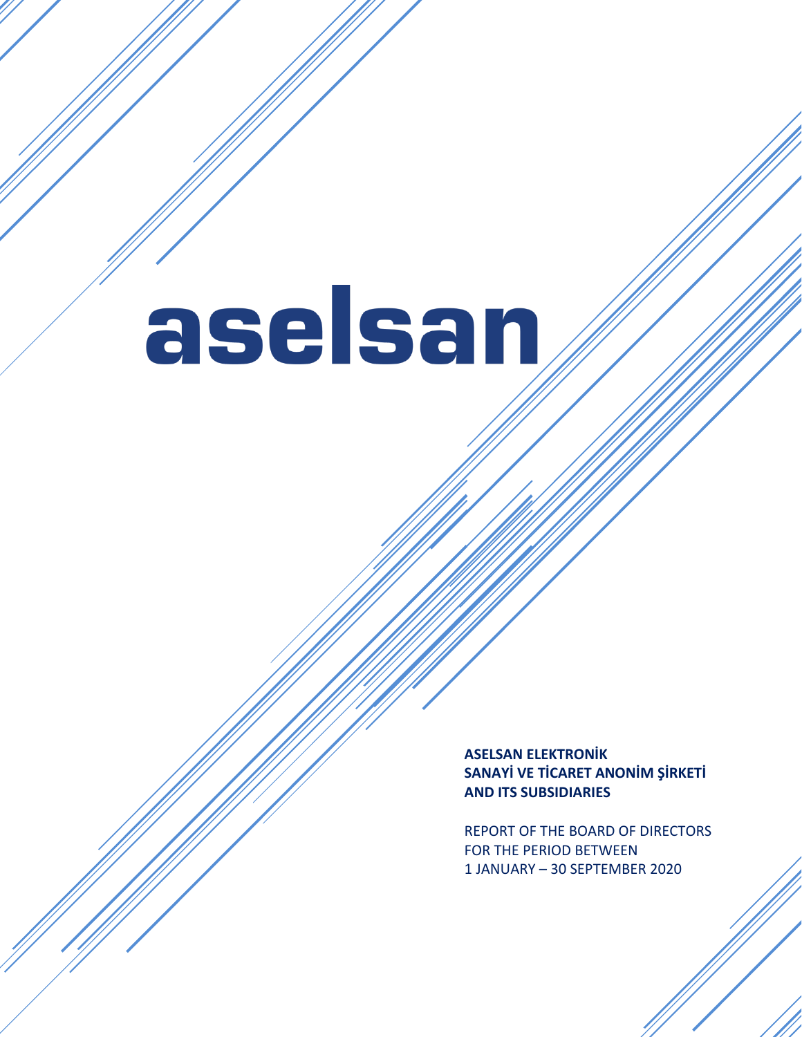# aselsan

**ASELSAN ELEKTRONİK SANAYİ VE TİCARET ANONİM ŞİRKETİ AND ITS SUBSIDIARIES**

REPORT OF THE BOARD OF DIRECTORS
FOR THE PERIOD BETWEEN
1 JANUARY – 30 SEPTEMBER 2020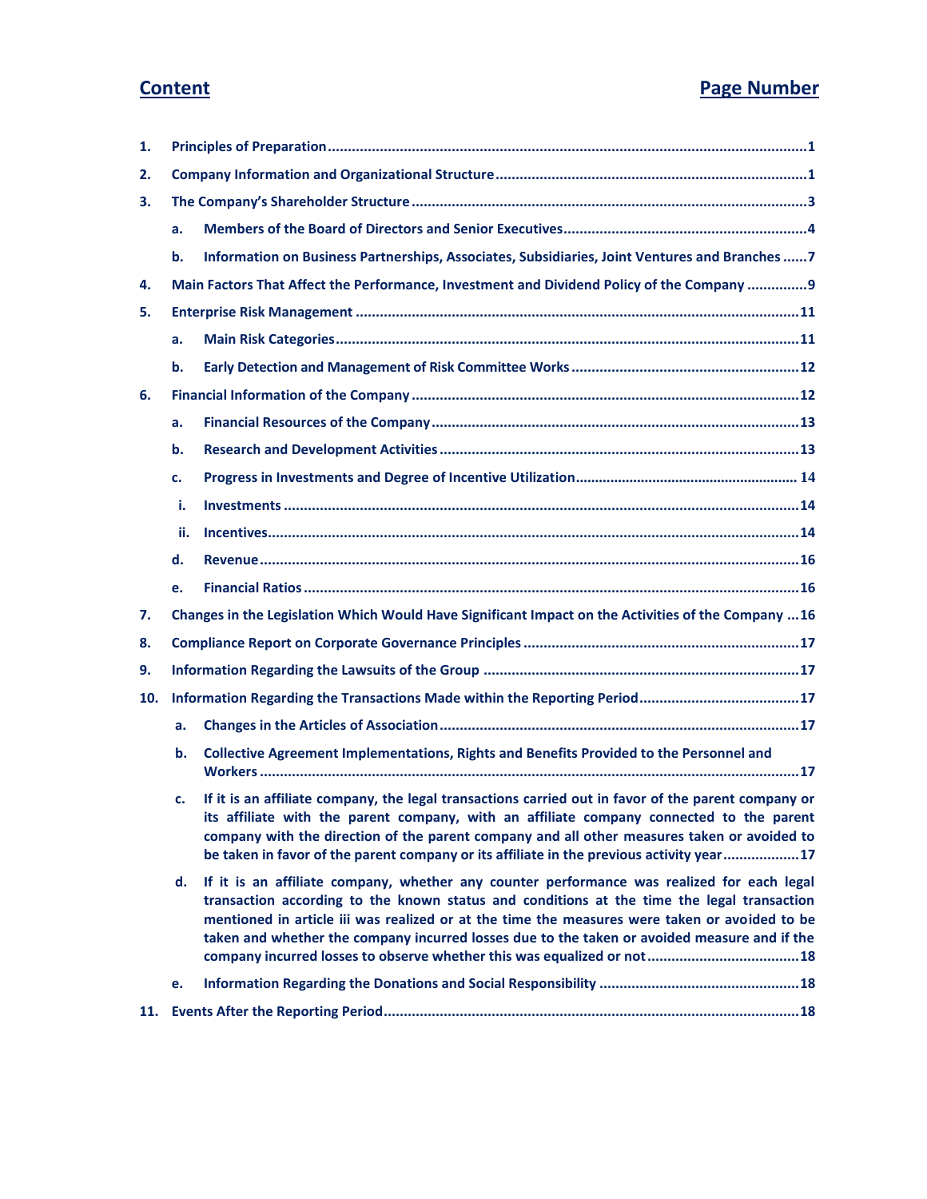| Content | | | Page Number |
|---|---|---|---|
| 1. | Principles of Preparation | | 1 |
| 2. | Company Information and Organizational Structure | | 1 |
| 3. | The Company's Shareholder Structure | | 3 |
| | a. | Members of the Board of Directors and Senior Executives | 4 |
| | b. | Information on Business Partnerships, Associates, Subsidiaries, Joint Ventures and Branches | 7 |
| 4. | Main Factors That Affect the Performance, Investment and Dividend Policy of the Company | | 9 |
| 5. | Enterprise Risk Management | | 11 |
| | a. | Main Risk Categories | 11 |
| | b. | Early Detection and Management of Risk Committee Works | 12 |
| 6. | Financial Information of the Company | | 12 |
| | a. | Financial Resources of the Company | 13 |
| | b. | Research and Development Activities | 13 |
| | c. | Progress in Investments and Degree of Incentive Utilization | 14 |
| | i. | Investments | 14 |
| | ii. | Incentives | 14 |
| | d. | Revenue | 16 |
| | e. | Financial Ratios | 16 |
| 7. | Changes in the Legislation Which Would Have Significant Impact on the Activities of the Company | | 16 |
| 8. | Compliance Report on Corporate Governance Principles | | 17 |
| 9. | Information Regarding the Lawsuits of the Group | | 17 |
| 10. | Information Regarding the Transactions Made within the Reporting Period | | 17 |
| | a. | Changes in the Articles of Association | 17 |
| | b. | Collective Agreement Implementations, Rights and Benefits Provided to the Personnel and Workers | 17 |
| | c. | If it is an affiliate company, the legal transactions carried out in favor of the parent company or its affiliate with the parent company, with an affiliate company connected to the parent company with the direction of the parent company and all other measures taken or avoided to be taken in favor of the parent company or its affiliate in the previous activity year | 17 |
| | d. | If it is an affiliate company, whether any counter performance was realized for each legal transaction according to the known status and conditions at the time the legal transaction mentioned in article iii was realized or at the time the measures were taken or avoided to be taken and whether the company incurred losses due to the taken or avoided measure and if the company incurred losses to observe whether this was equalized or not | 18 |
| | e. | Information Regarding the Donations and Social Responsibility | 18 |
| 11. | Events After the Reporting Period | | 18 |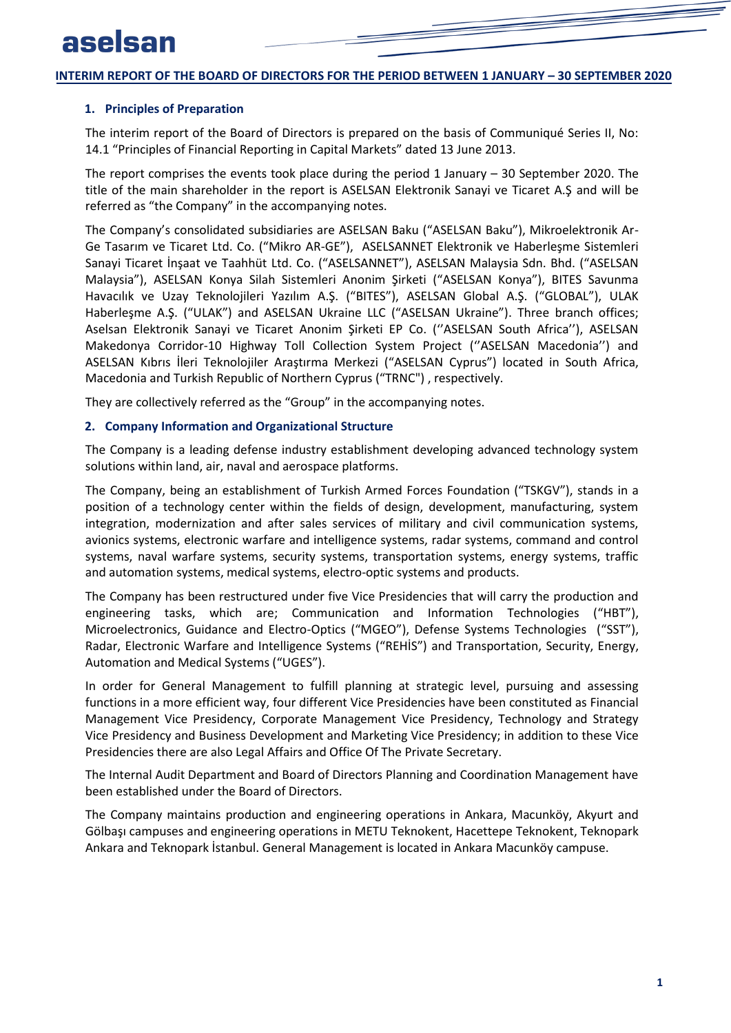# INTERIM REPORT OF THE BOARD OF DIRECTORS FOR THE PERIOD BETWEEN 1 JANUARY – 30 SEPTEMBER 2020

## 1. Principles of Preparation

The interim report of the Board of Directors is prepared on the basis of Communiqué Series II, No: 14.1 "Principles of Financial Reporting in Capital Markets" dated 13 June 2013.

The report comprises the events took place during the period 1 January – 30 September 2020. The title of the main shareholder in the report is ASELSAN Elektronik Sanayi ve Ticaret A.Ş and will be referred as "the Company" in the accompanying notes.

The Company's consolidated subsidiaries are ASELSAN Baku ("ASELSAN Baku"), Mikroelektronik Ar-Ge Tasarım ve Ticaret Ltd. Co. ("Mikro AR-GE"), ASELSANNET Elektronik ve Haberleşme Sistemleri Sanayi Ticaret İnşaat ve Taahhüt Ltd. Co. ("ASELSANNET"), ASELSAN Malaysia Sdn. Bhd. ("ASELSAN Malaysia"), ASELSAN Konya Silah Sistemleri Anonim Şirketi ("ASELSAN Konya"), BITES Savunma Havacılık ve Uzay Teknolojileri Yazılım A.Ş. ("BITES"), ASELSAN Global A.Ş. ("GLOBAL"), ULAK Haberleşme A.Ş. ("ULAK") and ASELSAN Ukraine LLC ("ASELSAN Ukraine"). Three branch offices; Aselsan Elektronik Sanayi ve Ticaret Anonim Şirketi EP Co. (''ASELSAN South Africa''), ASELSAN Makedonya Corridor-10 Highway Toll Collection System Project (''ASELSAN Macedonia'') and ASELSAN Kıbrıs İleri Teknolojiler Araştırma Merkezi ("ASELSAN Cyprus") located in South Africa, Macedonia and Turkish Republic of Northern Cyprus ("TRNC") , respectively.

They are collectively referred as the "Group" in the accompanying notes.

## 2. Company Information and Organizational Structure

The Company is a leading defense industry establishment developing advanced technology system solutions within land, air, naval and aerospace platforms.

The Company, being an establishment of Turkish Armed Forces Foundation ("TSKGV"), stands in a position of a technology center within the fields of design, development, manufacturing, system integration, modernization and after sales services of military and civil communication systems, avionics systems, electronic warfare and intelligence systems, radar systems, command and control systems, naval warfare systems, security systems, transportation systems, energy systems, traffic and automation systems, medical systems, electro-optic systems and products.

The Company has been restructured under five Vice Presidencies that will carry the production and engineering tasks, which are; Communication and Information Technologies ("HBT"), Microelectronics, Guidance and Electro-Optics ("MGEO"), Defense Systems Technologies ("SST"), Radar, Electronic Warfare and Intelligence Systems ("REHİS") and Transportation, Security, Energy, Automation and Medical Systems ("UGES").

In order for General Management to fulfill planning at strategic level, pursuing and assessing functions in a more efficient way, four different Vice Presidencies have been constituted as Financial Management Vice Presidency, Corporate Management Vice Presidency, Technology and Strategy Vice Presidency and Business Development and Marketing Vice Presidency; in addition to these Vice Presidencies there are also Legal Affairs and Office Of The Private Secretary.

The Internal Audit Department and Board of Directors Planning and Coordination Management have been established under the Board of Directors.

The Company maintains production and engineering operations in Ankara, Macunköy, Akyurt and Gölbaşı campuses and engineering operations in METU Teknokent, Hacettepe Teknokent, Teknopark Ankara and Teknopark İstanbul. General Management is located in Ankara Macunköy campuse.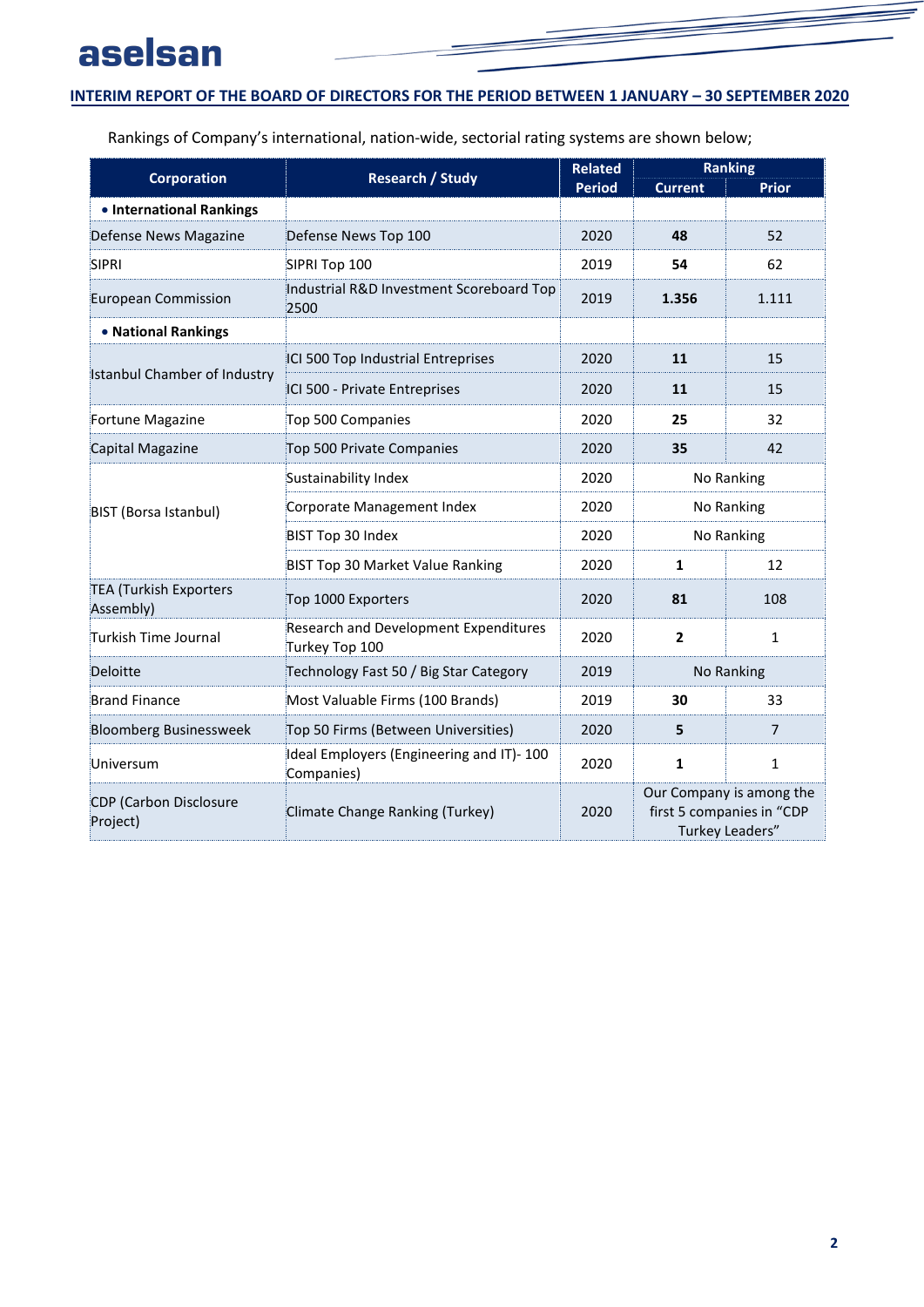Rankings of Company's international, nation-wide, sectorial rating systems are shown below;

| Corporation | Research / Study | Related Period | Ranking | |
|---|---|---|---|---|
| | | | Current | Prior |
| • **International Rankings** | | | | |
| Defense News Magazine | Defense News Top 100 | 2020 | **48** | 52 |
| SIPRI | SIPRI Top 100 | 2019 | **54** | 62 |
| European Commission | Industrial R&D Investment Scoreboard Top 2500 | 2019 | **1.356** | 1.111 |
| • **National Rankings** | | | | |
| Istanbul Chamber of Industry | ICI 500 Top Industrial Entreprises | 2020 | **11** | 15 |
| | ICI 500 - Private Entreprises | 2020 | **11** | 15 |
| Fortune Magazine | Top 500 Companies | 2020 | **25** | 32 |
| Capital Magazine | Top 500 Private Companies | 2020 | **35** | 42 |
| BIST (Borsa Istanbul) | Sustainability Index | 2020 | No Ranking | |
| | Corporate Management Index | 2020 | No Ranking | |
| | BIST Top 30 Index | 2020 | No Ranking | |
| | BIST Top 30 Market Value Ranking | 2020 | **1** | 12 |
| TEA (Turkish Exporters Assembly) | Top 1000 Exporters | 2020 | **81** | 108 |
| Turkish Time Journal | Research and Development Expenditures Turkey Top 100 | 2020 | **2** | 1 |
| Deloitte | Technology Fast 50 / Big Star Category | 2019 | No Ranking | |
| Brand Finance | Most Valuable Firms (100 Brands) | 2019 | **30** | 33 |
| Bloomberg Businessweek | Top 50 Firms (Between Universities) | 2020 | **5** | 7 |
| Universum | Ideal Employers (Engineering and IT)- 100 Companies) | 2020 | **1** | 1 |
| CDP (Carbon Disclosure Project) | Climate Change Ranking (Turkey) | 2020 | Our Company is among the first 5 companies in "CDP Turkey Leaders" | |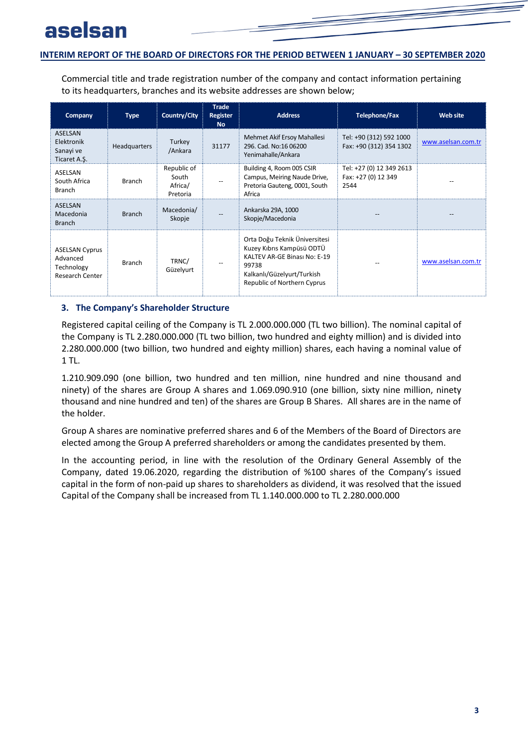Commercial title and trade registration number of the company and contact information pertaining to its headquarters, branches and its website addresses are shown below;

| Company | Type | Country/City | Trade Register No | Address | Telephone/Fax | Web site |
|---|---|---|---|---|---|---|
| ASELSAN Elektronik Sanayi ve Ticaret A.Ş. | Headquarters | Turkey /Ankara | 31177 | Mehmet Akif Ersoy Mahallesi 296. Cad. No:16 06200 Yenimahalle/Ankara | Tel: +90 (312) 592 1000 Fax: +90 (312) 354 1302 | www.aselsan.com.tr |
| ASELSAN South Africa Branch | Branch | Republic of South Africa/ Pretoria | -- | Building 4, Room 005 CSIR Campus, Meiring Naude Drive, Pretoria Gauteng, 0001, South Africa | Tel: +27 (0) 12 349 2613 Fax: +27 (0) 12 349 2544 | -- |
| ASELSAN Macedonia Branch | Branch | Macedonia/ Skopje | -- | Ankarska 29A, 1000 Skopje/Macedonia | -- | -- |
| ASELSAN Cyprus Advanced Technology Research Center | Branch | TRNC/ Güzelyurt | -- | Orta Doğu Teknik Üniversitesi Kuzey Kıbrıs Kampüsü ODTÜ KALTEV AR-GE Binası No: E-19 99738 Kalkanlı/Güzelyurt/Turkish Republic of Northern Cyprus | -- | www.aselsan.com.tr |

### 3. The Company's Shareholder Structure

Registered capital ceiling of the Company is TL 2.000.000.000 (TL two billion). The nominal capital of the Company is TL 2.280.000.000 (TL two billion, two hundred and eighty million) and is divided into 2.280.000.000 (two billion, two hundred and eighty million) shares, each having a nominal value of 1 TL.

1.210.909.090 (one billion, two hundred and ten million, nine hundred and nine thousand and ninety) of the shares are Group A shares and 1.069.090.910 (one billion, sixty nine million, ninety thousand and nine hundred and ten) of the shares are Group B Shares. All shares are in the name of the holder.

Group A shares are nominative preferred shares and 6 of the Members of the Board of Directors are elected among the Group A preferred shareholders or among the candidates presented by them.

In the accounting period, in line with the resolution of the Ordinary General Assembly of the Company, dated 19.06.2020, regarding the distribution of %100 shares of the Company's issued capital in the form of non-paid up shares to shareholders as dividend, it was resolved that the issued Capital of the Company shall be increased from TL 1.140.000.000 to TL 2.280.000.000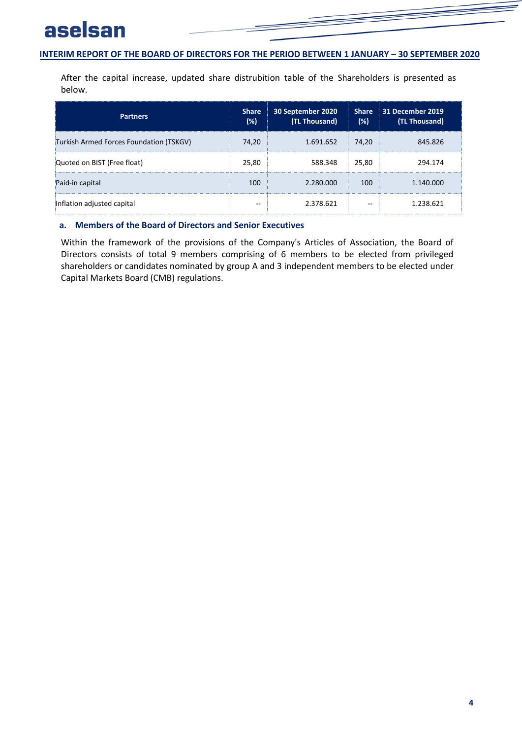After the capital increase, updated share distrubition table of the Shareholders is presented as below.

| Partners | Share (%) | 30 September 2020 (TL Thousand) | Share (%) | 31 December 2019 (TL Thousand) |
|---|---|---|---|---|
| Turkish Armed Forces Foundation (TSKGV) | 74,20 | 1.691.652 | 74,20 | 845.826 |
| Quoted on BIST (Free float) | 25,80 | 588.348 | 25,80 | 294.174 |
| Paid-in capital | 100 | 2.280.000 | 100 | 1.140.000 |
| Inflation adjusted capital | -- | 2.378.621 | -- | 1.238.621 |

### a. Members of the Board of Directors and Senior Executives

Within the framework of the provisions of the Company's Articles of Association, the Board of Directors consists of total 9 members comprising of 6 members to be elected from privileged shareholders or candidates nominated by group A and 3 independent members to be elected under Capital Markets Board (CMB) regulations.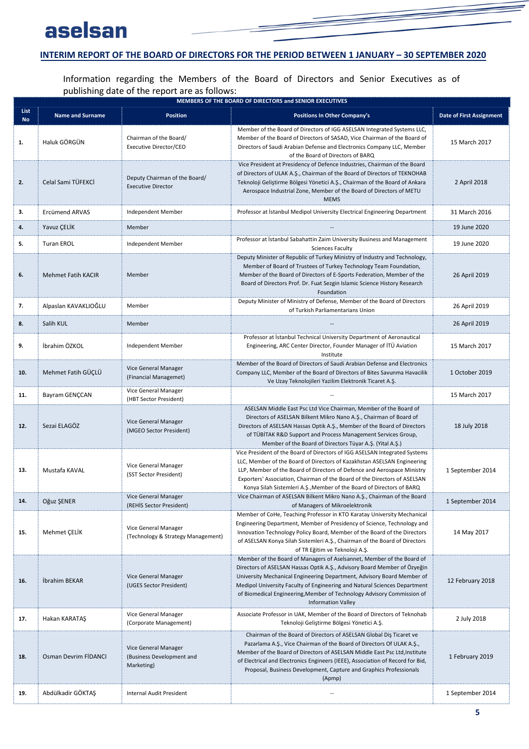## INTERIM REPORT OF THE BOARD OF DIRECTORS FOR THE PERIOD BETWEEN 1 JANUARY – 30 SEPTEMBER 2020

Information regarding the Members of the Board of Directors and Senior Executives as of publishing date of the report are as follows:

| MEMBERS OF THE BOARD OF DIRECTORS and SENIOR EXECUTIVES | | | | |
|---|---|---|---|---|
| List No | Name and Surname | Position | Positions In Other Company's | Date of First Assignment |
| 1. | Haluk GÖRGÜN | Chairman of the Board/ Executive Director/CEO | Member of the Board of Directors of IGG ASELSAN Integrated Systems LLC, Member of the Board of Directors of SASAD, Vice Chairman of the Board of Directors of Saudi Arabian Defense and Electronics Company LLC, Member of the Board of Directors of BARQ | 15 March 2017 |
| 2. | Celal Sami TÜFEKCİ | Deputy Chairman of the Board/ Executive Director | Vice President at Presidency of Defence Industries, Chairman of the Board of Directors of ULAK A.Ş., Chairman of the Board of Directors of TEKNOHAB Teknoloji Geliştirme Bölgesi Yönetici A.Ş., Chairman of the Board of Ankara Aerospace Industrial Zone, Member of the Board of Directors of METU MEMS | 2 April 2018 |
| 3. | Ercümend ARVAS | Independent Member | Professor at İstanbul Medipol University Electrical Engineering Department | 31 March 2016 |
| 4. | Yavuz ÇELİK | Member | -- | 19 June 2020 |
| 5. | Turan EROL | Independent Member | Professor at İstanbul Sabahattin Zaim University Business and Management Sciences Faculty | 19 June 2020 |
| 6. | Mehmet Fatih KACIR | Member | Deputy Minister of Republic of Turkey Ministry of Industry and Technology, Member of Board of Trustees of Turkey Technology Team Foundation, Member of the Board of Directors of E-Sports Federation, Member of the Board of Directors Prof. Dr. Fuat Sezgin Islamic Science History Research Foundation | 26 April 2019 |
| 7. | Alpaslan KAVAKLIOĞLU | Member | Deputy Minister of Ministry of Defense, Member of the Board of Directors of Turkish Parliamentarians Union | 26 April 2019 |
| 8. | Salih KUL | Member | -- | 26 April 2019 |
| 9. | İbrahim ÖZKOL | Independent Member | Professor at İstanbul Technical University Department of Aeronautical Engineering, ARC Center Director, Founder Manager of İTÜ Aviation Institute | 15 March 2017 |
| 10. | Mehmet Fatih GÜÇLÜ | Vice General Manager (Financial Managemet) | Member of the Board of Directors of Saudi Arabian Defense and Electronics Company LLC, Member of the Board of Directors of Bites Savunma Havacilik Ve Uzay Teknolojileri Yazilim Elektronik Ticaret A.Ş. | 1 October 2019 |
| 11. | Bayram GENÇCAN | Vice General Manager (HBT Sector President) | -- | 15 March 2017 |
| 12. | Sezai ELAGÖZ | Vice General Manager (MGEO Sector President) | ASELSAN Middle East Psc Ltd Vice Chairman, Member of the Board of Directors of ASELSAN Bilkent Mikro Nano A.Ş., Chairman of Board of Directors of ASELSAN Hassas Optik A.Ş., Member of the Board of Directors of TÜBİTAK R&D Support and Process Management Services Group, Member of the Board of Directors Tüyar A.Ş. (Yital A.Ş.) | 18 July 2018 |
| 13. | Mustafa KAVAL | Vice General Manager (SST Sector President) | Vice President of the Board of Directors of IGG ASELSAN Integrated Systems LLC, Member of the Board of Directors of Kazakhstan ASELSAN Engineering LLP, Member of the Board of Directors of Defence and Aerospace Ministry Exporters' Association, Chairman of the Board of the Directors of ASELSAN Konya Silah Sistemleri A.Ş.,Member of the Board of Directors of BARQ | 1 September 2014 |
| 14. | Oğuz ŞENER | Vice General Manager (REHİS Sector President) | Vice Chairman of ASELSAN Bilkent Mikro Nano A.Ş., Chairman of the Board of Managers of Mikroelektronik | 1 September 2014 |
| 15. | Mehmet ÇELİK | Vice General Manager (Technology & Strategy Management) | Member of CoHe, Teaching Professor in KTO Karatay University Mechanical Engineering Department, Member of Presidency of Science, Technology and Innovation Technology Policy Board, Member of the Board of the Directors of ASELSAN Konya Silah Sistemleri A.Ş., Chairman of the Board of Directors of TR Eğitim ve Teknoloji A.Ş. | 14 May 2017 |
| 16. | İbrahim BEKAR | Vice General Manager (UGES Sector President) | Member of the Board of Managers of Aselsannet, Member of the Board of Directors of ASELSAN Hassas Optik A.Ş., Advisory Board Member of Özyeğin University Mechanical Engineering Department, Advisory Board Member of Medipol University Faculty of Engineering and Natural Sciences Department of Biomedical Engineering,Member of Technology Advisory Commission of Information Valley | 12 February 2018 |
| 17. | Hakan KARATAŞ | Vice General Manager (Corporate Management) | Associate Professor in UAK, Member of the Board of Directors of Teknohab Teknoloji Geliştirme Bölgesi Yönetici A.Ş. | 2 July 2018 |
| 18. | Osman Devrim FİDANCI | Vice General Manager (Business Development and Marketing) | Chairman of the Board of Directors of ASELSAN Global Diş Ticaret ve Pazarlama A.Ş., Vice Chairman of the Board of Directors Of ULAK A.Ş., Member of the Board of Directors of ASELSAN Middle East Psc Ltd,Institute of Electrical and Electronics Engineers (IEEE), Association of Record for Bid, Proposal, Business Development, Capture and Graphics Professionals (Apmp) | 1 February 2019 |
| 19. | Abdülkadir GÖKTAŞ | Internal Audit President | -- | 1 September 2014 |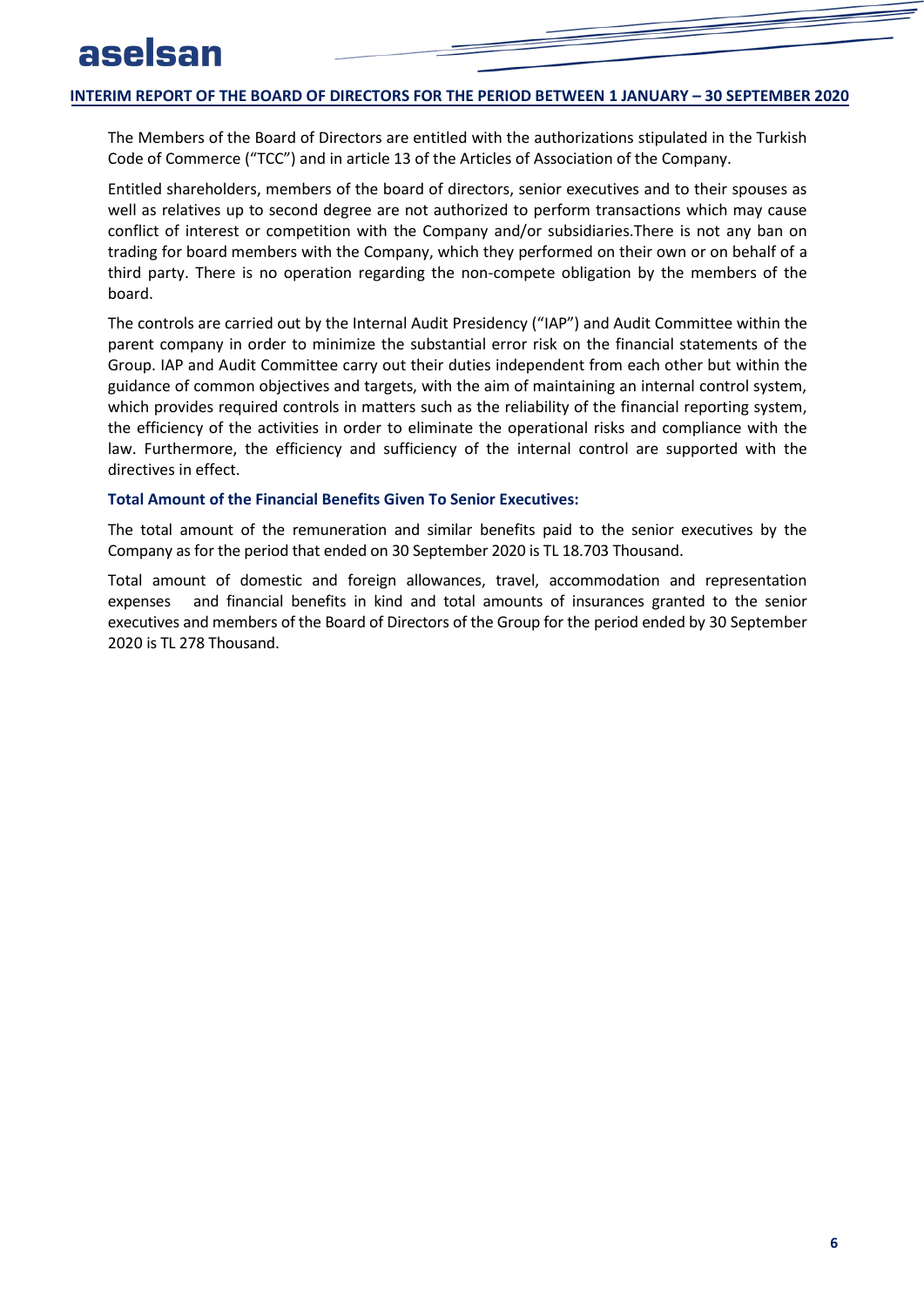The Members of the Board of Directors are entitled with the authorizations stipulated in the Turkish Code of Commerce ("TCC") and in article 13 of the Articles of Association of the Company.

Entitled shareholders, members of the board of directors, senior executives and to their spouses as well as relatives up to second degree are not authorized to perform transactions which may cause conflict of interest or competition with the Company and/or subsidiaries.There is not any ban on trading for board members with the Company, which they performed on their own or on behalf of a third party. There is no operation regarding the non-compete obligation by the members of the board.

The controls are carried out by the Internal Audit Presidency ("IAP") and Audit Committee within the parent company in order to minimize the substantial error risk on the financial statements of the Group. IAP and Audit Committee carry out their duties independent from each other but within the guidance of common objectives and targets, with the aim of maintaining an internal control system, which provides required controls in matters such as the reliability of the financial reporting system, the efficiency of the activities in order to eliminate the operational risks and compliance with the law. Furthermore, the efficiency and sufficiency of the internal control are supported with the directives in effect.

### Total Amount of the Financial Benefits Given To Senior Executives:

The total amount of the remuneration and similar benefits paid to the senior executives by the Company as for the period that ended on 30 September 2020 is TL 18.703 Thousand.

Total amount of domestic and foreign allowances, travel, accommodation and representation expenses and financial benefits in kind and total amounts of insurances granted to the senior executives and members of the Board of Directors of the Group for the period ended by 30 September 2020 is TL 278 Thousand.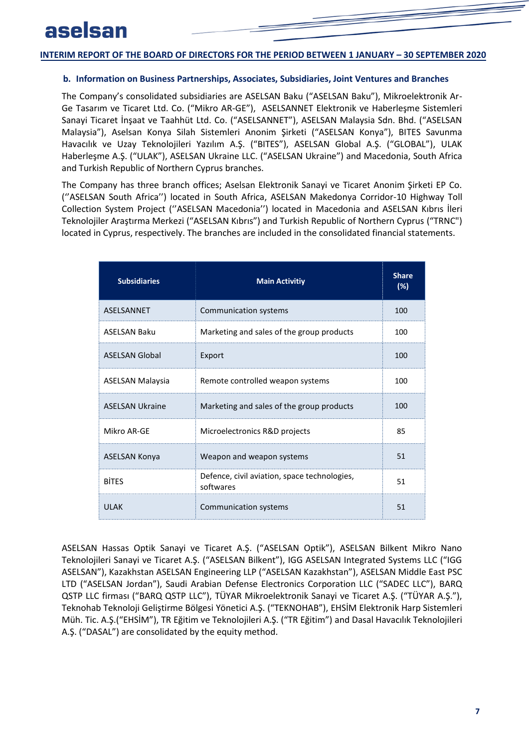### b. Information on Business Partnerships, Associates, Subsidiaries, Joint Ventures and Branches

The Company's consolidated subsidiaries are ASELSAN Baku ("ASELSAN Baku"), Mikroelektronik Ar-Ge Tasarım ve Ticaret Ltd. Co. ("Mikro AR-GE"), ASELSANNET Elektronik ve Haberleşme Sistemleri Sanayi Ticaret İnşaat ve Taahhüt Ltd. Co. ("ASELSANNET"), ASELSAN Malaysia Sdn. Bhd. ("ASELSAN Malaysia"), Aselsan Konya Silah Sistemleri Anonim Şirketi ("ASELSAN Konya"), BITES Savunma Havacılık ve Uzay Teknolojileri Yazılım A.Ş. ("BITES"), ASELSAN Global A.Ş. ("GLOBAL"), ULAK Haberleşme A.Ş. ("ULAK"), ASELSAN Ukraine LLC. ("ASELSAN Ukraine") and Macedonia, South Africa and Turkish Republic of Northern Cyprus branches.

The Company has three branch offices; Aselsan Elektronik Sanayi ve Ticaret Anonim Şirketi EP Co. (''ASELSAN South Africa'') located in South Africa, ASELSAN Makedonya Corridor-10 Highway Toll Collection System Project (''ASELSAN Macedonia'') located in Macedonia and ASELSAN Kıbrıs İleri Teknolojiler Araştırma Merkezi ("ASELSAN Kıbrıs") and Turkish Republic of Northern Cyprus ("TRNC") located in Cyprus, respectively. The branches are included in the consolidated financial statements.

| Subsidiaries | Main Activitiy | Share (%) |
|---|---|---|
| ASELSANNET | Communication systems | 100 |
| ASELSAN Baku | Marketing and sales of the group products | 100 |
| ASELSAN Global | Export | 100 |
| ASELSAN Malaysia | Remote controlled weapon systems | 100 |
| ASELSAN Ukraine | Marketing and sales of the group products | 100 |
| Mikro AR-GE | Microelectronics R&D projects | 85 |
| ASELSAN Konya | Weapon and weapon systems | 51 |
| BİTES | Defence, civil aviation, space technologies, softwares | 51 |
| ULAK | Communication systems | 51 |

ASELSAN Hassas Optik Sanayi ve Ticaret A.Ş. ("ASELSAN Optik"), ASELSAN Bilkent Mikro Nano Teknolojileri Sanayi ve Ticaret A.Ş. ("ASELSAN Bilkent"), IGG ASELSAN Integrated Systems LLC ("IGG ASELSAN"), Kazakhstan ASELSAN Engineering LLP ("ASELSAN Kazakhstan"), ASELSAN Middle East PSC LTD ("ASELSAN Jordan"), Saudi Arabian Defense Electronics Corporation LLC ("SADEC LLC"), BARQ QSTP LLC firması ("BARQ QSTP LLC"), TÜYAR Mikroelektronik Sanayi ve Ticaret A.Ş. ("TÜYAR A.Ş."), Teknohab Teknoloji Geliştirme Bölgesi Yönetici A.Ş. ("TEKNOHAB"), EHSİM Elektronik Harp Sistemleri Müh. Tic. A.Ş.("EHSİM"), TR Eğitim ve Teknolojileri A.Ş. ("TR Eğitim") and Dasal Havacılık Teknolojileri A.Ş. ("DASAL") are consolidated by the equity method.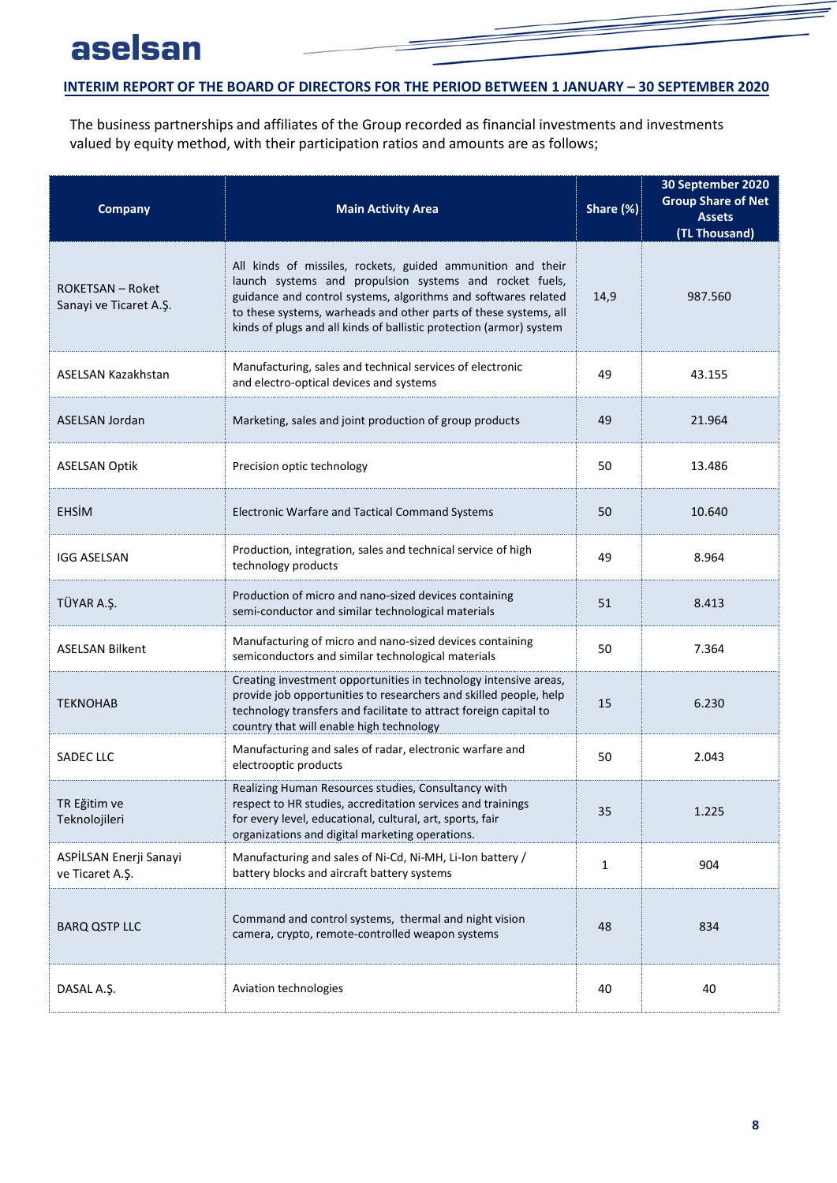The business partnerships and affiliates of the Group recorded as financial investments and investments valued by equity method, with their participation ratios and amounts are as follows;

| Company | Main Activity Area | Share (%) | 30 September 2020 Group Share of Net Assets (TL Thousand) |
|---|---|---|---|
| ROKETSAN – Roket Sanayi ve Ticaret A.Ş. | All kinds of missiles, rockets, guided ammunition and their launch systems and propulsion systems and rocket fuels, guidance and control systems, algorithms and softwares related to these systems, warheads and other parts of these systems, all kinds of plugs and all kinds of ballistic protection (armor) system | 14,9 | 987.560 |
| ASELSAN Kazakhstan | Manufacturing, sales and technical services of electronic and electro-optical devices and systems | 49 | 43.155 |
| ASELSAN Jordan | Marketing, sales and joint production of group products | 49 | 21.964 |
| ASELSAN Optik | Precision optic technology | 50 | 13.486 |
| EHSİM | Electronic Warfare and Tactical Command Systems | 50 | 10.640 |
| IGG ASELSAN | Production, integration, sales and technical service of high technology products | 49 | 8.964 |
| TÜYAR A.Ş. | Production of micro and nano-sized devices containing semi-conductor and similar technological materials | 51 | 8.413 |
| ASELSAN Bilkent | Manufacturing of micro and nano-sized devices containing semiconductors and similar technological materials | 50 | 7.364 |
| TEKNOHAB | Creating investment opportunities in technology intensive areas, provide job opportunities to researchers and skilled people, help technology transfers and facilitate to attract foreign capital to country that will enable high technology | 15 | 6.230 |
| SADEC LLC | Manufacturing and sales of radar, electronic warfare and electrooptic products | 50 | 2.043 |
| TR Eğitim ve Teknolojileri | Realizing Human Resources studies, Consultancy with respect to HR studies, accreditation services and trainings for every level, educational, cultural, art, sports, fair organizations and digital marketing operations. | 35 | 1.225 |
| ASPİLSAN Enerji Sanayi ve Ticaret A.Ş. | Manufacturing and sales of Ni-Cd, Ni-MH, Li-Ion battery / battery blocks and aircraft battery systems | 1 | 904 |
| BARQ QSTP LLC | Command and control systems, thermal and night vision camera, crypto, remote-controlled weapon systems | 48 | 834 |
| DASAL A.Ş. | Aviation technologies | 40 | 40 |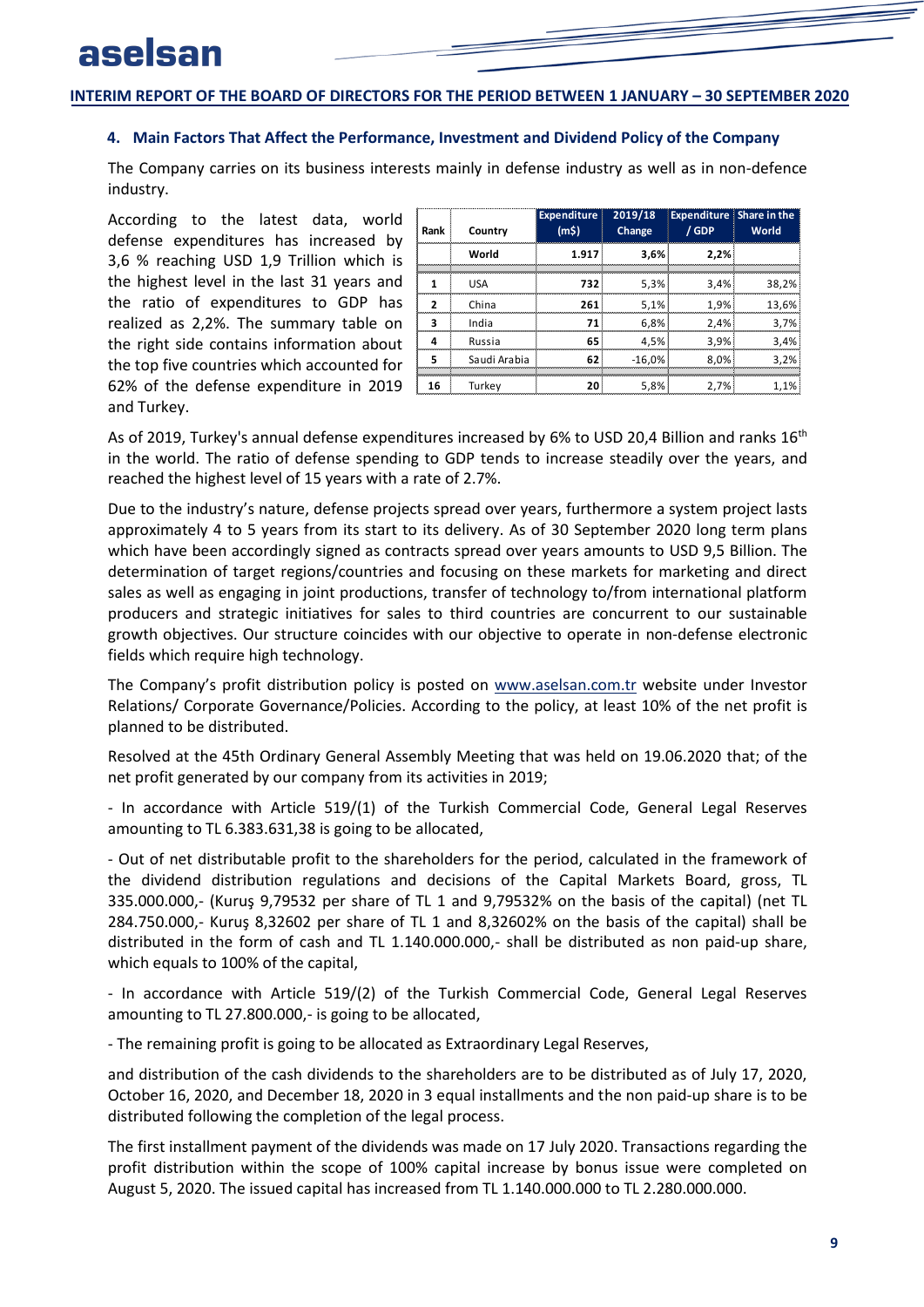### 4. Main Factors That Affect the Performance, Investment and Dividend Policy of the Company

The Company carries on its business interests mainly in defense industry as well as in non-defence industry.

According to the latest data, world defense expenditures has increased by 3,6 % reaching USD 1,9 Trillion which is the highest level in the last 31 years and the ratio of expenditures to GDP has realized as 2,2%. The summary table on the right side contains information about the top five countries which accounted for 62% of the defense expenditure in 2019 and Turkey.

| Rank | Country | Expenditure (m$) | 2019/18 Change | Expenditure / GDP | Share in the World |
|---|---|---|---|---|---|
| | World | 1.917 | 3,6% | 2,2% | |
| 1 | USA | 732 | 5,3% | 3,4% | 38,2% |
| 2 | China | 261 | 5,1% | 1,9% | 13,6% |
| 3 | India | 71 | 6,8% | 2,4% | 3,7% |
| 4 | Russia | 65 | 4,5% | 3,9% | 3,4% |
| 5 | Saudi Arabia | 62 | -16,0% | 8,0% | 3,2% |
| 16 | Turkey | 20 | 5,8% | 2,7% | 1,1% |

As of 2019, Turkey's annual defense expenditures increased by 6% to USD 20,4 Billion and ranks 16th in the world. The ratio of defense spending to GDP tends to increase steadily over the years, and reached the highest level of 15 years with a rate of 2.7%.

Due to the industry's nature, defense projects spread over years, furthermore a system project lasts approximately 4 to 5 years from its start to its delivery. As of 30 September 2020 long term plans which have been accordingly signed as contracts spread over years amounts to USD 9,5 Billion. The determination of target regions/countries and focusing on these markets for marketing and direct sales as well as engaging in joint productions, transfer of technology to/from international platform producers and strategic initiatives for sales to third countries are concurrent to our sustainable growth objectives. Our structure coincides with our objective to operate in non-defense electronic fields which require high technology.

The Company's profit distribution policy is posted on www.aselsan.com.tr website under Investor Relations/ Corporate Governance/Policies. According to the policy, at least 10% of the net profit is planned to be distributed.

Resolved at the 45th Ordinary General Assembly Meeting that was held on 19.06.2020 that; of the net profit generated by our company from its activities in 2019;

- In accordance with Article 519/(1) of the Turkish Commercial Code, General Legal Reserves amounting to TL 6.383.631,38 is going to be allocated,

- Out of net distributable profit to the shareholders for the period, calculated in the framework of the dividend distribution regulations and decisions of the Capital Markets Board, gross, TL 335.000.000,- (Kuruş 9,79532 per share of TL 1 and 9,79532% on the basis of the capital) (net TL 284.750.000,- Kuruş 8,32602 per share of TL 1 and 8,32602% on the basis of the capital) shall be distributed in the form of cash and TL 1.140.000.000,- shall be distributed as non paid-up share, which equals to 100% of the capital,

- In accordance with Article 519/(2) of the Turkish Commercial Code, General Legal Reserves amounting to TL 27.800.000,- is going to be allocated,

- The remaining profit is going to be allocated as Extraordinary Legal Reserves,

and distribution of the cash dividends to the shareholders are to be distributed as of July 17, 2020, October 16, 2020, and December 18, 2020 in 3 equal installments and the non paid-up share is to be distributed following the completion of the legal process.

The first installment payment of the dividends was made on 17 July 2020. Transactions regarding the profit distribution within the scope of 100% capital increase by bonus issue were completed on August 5, 2020. The issued capital has increased from TL 1.140.000.000 to TL 2.280.000.000.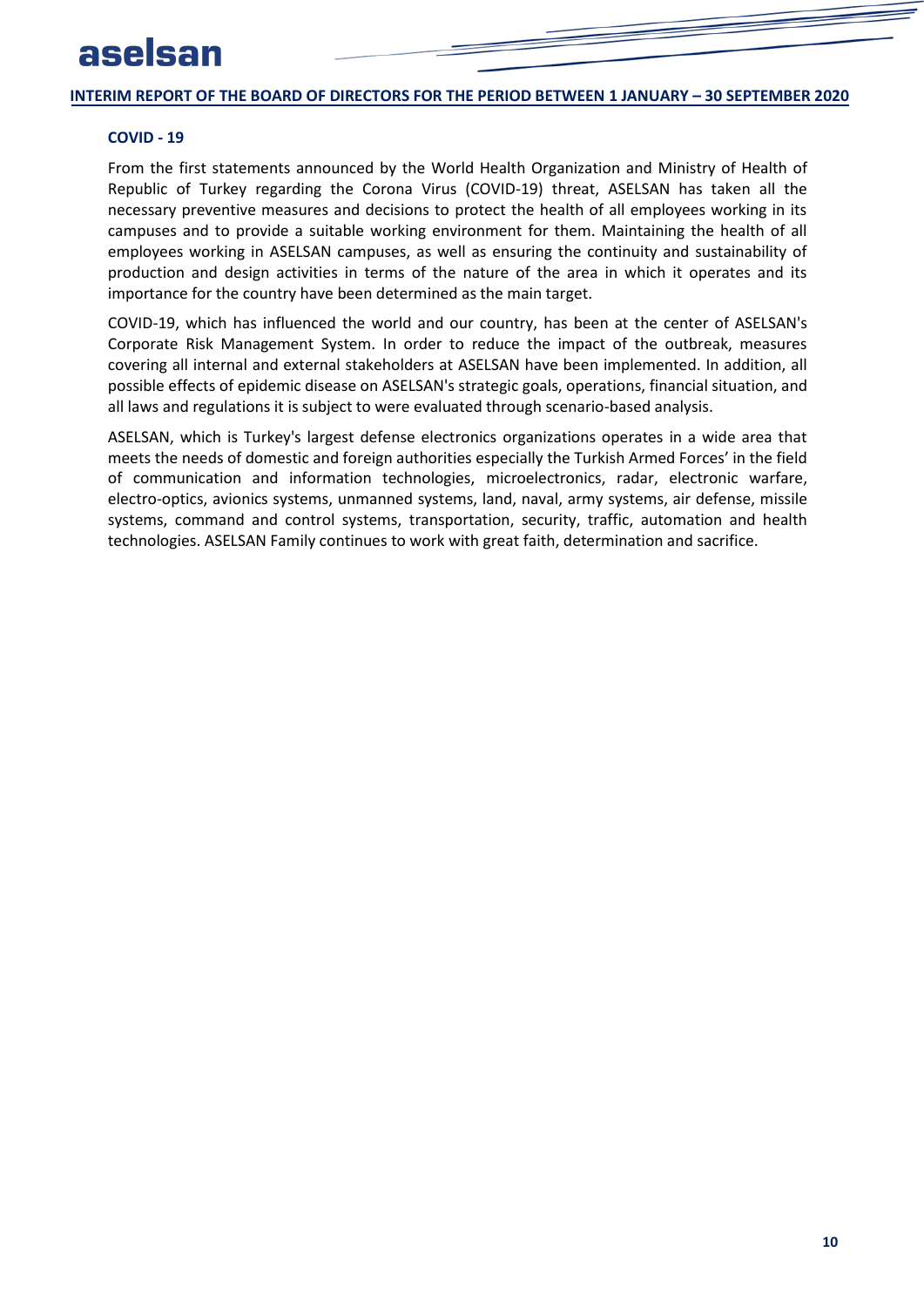## COVID - 19

From the first statements announced by the World Health Organization and Ministry of Health of Republic of Turkey regarding the Corona Virus (COVID-19) threat, ASELSAN has taken all the necessary preventive measures and decisions to protect the health of all employees working in its campuses and to provide a suitable working environment for them. Maintaining the health of all employees working in ASELSAN campuses, as well as ensuring the continuity and sustainability of production and design activities in terms of the nature of the area in which it operates and its importance for the country have been determined as the main target.

COVID-19, which has influenced the world and our country, has been at the center of ASELSAN's Corporate Risk Management System. In order to reduce the impact of the outbreak, measures covering all internal and external stakeholders at ASELSAN have been implemented. In addition, all possible effects of epidemic disease on ASELSAN's strategic goals, operations, financial situation, and all laws and regulations it is subject to were evaluated through scenario-based analysis.

ASELSAN, which is Turkey's largest defense electronics organizations operates in a wide area that meets the needs of domestic and foreign authorities especially the Turkish Armed Forces' in the field of communication and information technologies, microelectronics, radar, electronic warfare, electro-optics, avionics systems, unmanned systems, land, naval, army systems, air defense, missile systems, command and control systems, transportation, security, traffic, automation and health technologies. ASELSAN Family continues to work with great faith, determination and sacrifice.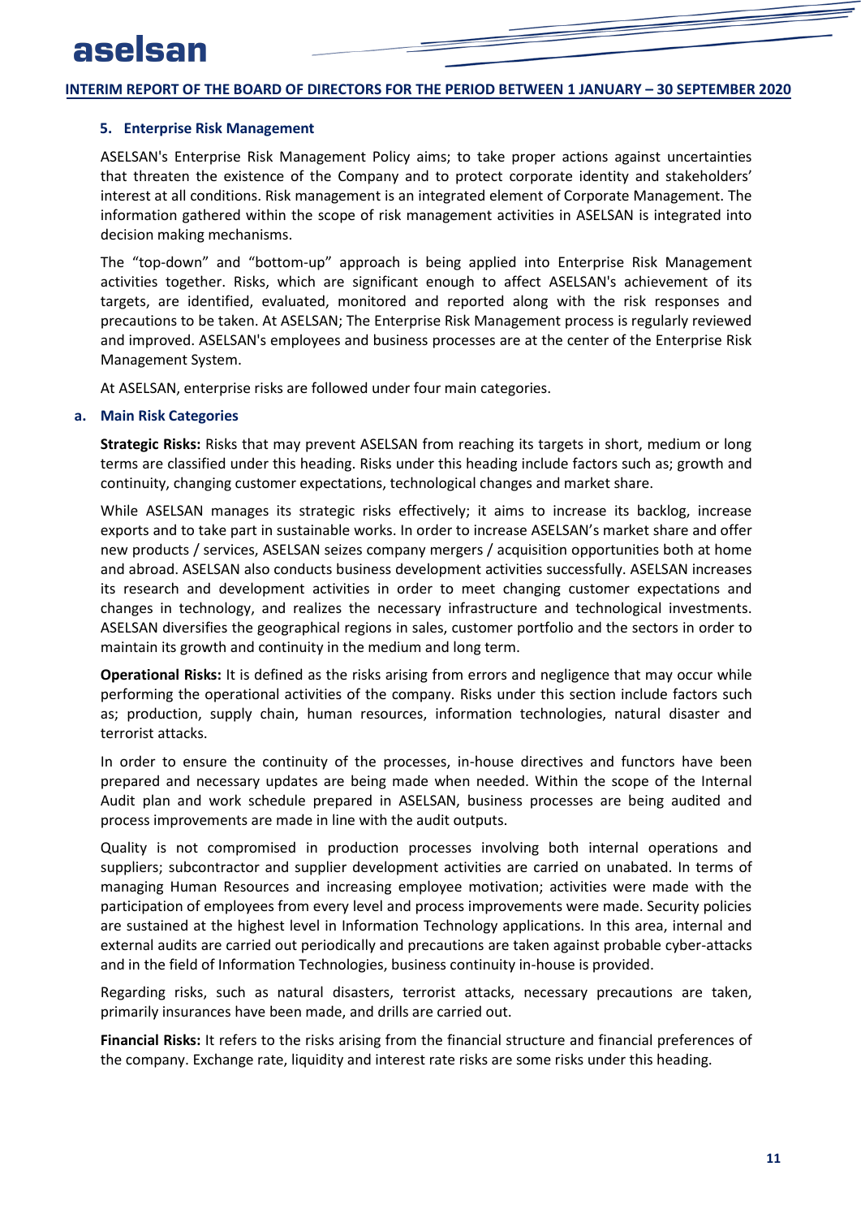## 5. Enterprise Risk Management

ASELSAN's Enterprise Risk Management Policy aims; to take proper actions against uncertainties that threaten the existence of the Company and to protect corporate identity and stakeholders' interest at all conditions. Risk management is an integrated element of Corporate Management. The information gathered within the scope of risk management activities in ASELSAN is integrated into decision making mechanisms.

The "top-down" and "bottom-up" approach is being applied into Enterprise Risk Management activities together. Risks, which are significant enough to affect ASELSAN's achievement of its targets, are identified, evaluated, monitored and reported along with the risk responses and precautions to be taken. At ASELSAN; The Enterprise Risk Management process is regularly reviewed and improved. ASELSAN's employees and business processes are at the center of the Enterprise Risk Management System.

At ASELSAN, enterprise risks are followed under four main categories.

### a. Main Risk Categories

**Strategic Risks:** Risks that may prevent ASELSAN from reaching its targets in short, medium or long terms are classified under this heading. Risks under this heading include factors such as; growth and continuity, changing customer expectations, technological changes and market share.

While ASELSAN manages its strategic risks effectively; it aims to increase its backlog, increase exports and to take part in sustainable works. In order to increase ASELSAN's market share and offer new products / services, ASELSAN seizes company mergers / acquisition opportunities both at home and abroad. ASELSAN also conducts business development activities successfully. ASELSAN increases its research and development activities in order to meet changing customer expectations and changes in technology, and realizes the necessary infrastructure and technological investments. ASELSAN diversifies the geographical regions in sales, customer portfolio and the sectors in order to maintain its growth and continuity in the medium and long term.

**Operational Risks:** It is defined as the risks arising from errors and negligence that may occur while performing the operational activities of the company. Risks under this section include factors such as; production, supply chain, human resources, information technologies, natural disaster and terrorist attacks.

In order to ensure the continuity of the processes, in-house directives and functors have been prepared and necessary updates are being made when needed. Within the scope of the Internal Audit plan and work schedule prepared in ASELSAN, business processes are being audited and process improvements are made in line with the audit outputs.

Quality is not compromised in production processes involving both internal operations and suppliers; subcontractor and supplier development activities are carried on unabated. In terms of managing Human Resources and increasing employee motivation; activities were made with the participation of employees from every level and process improvements were made. Security policies are sustained at the highest level in Information Technology applications. In this area, internal and external audits are carried out periodically and precautions are taken against probable cyber-attacks and in the field of Information Technologies, business continuity in-house is provided.

Regarding risks, such as natural disasters, terrorist attacks, necessary precautions are taken, primarily insurances have been made, and drills are carried out.

**Financial Risks:** It refers to the risks arising from the financial structure and financial preferences of the company. Exchange rate, liquidity and interest rate risks are some risks under this heading.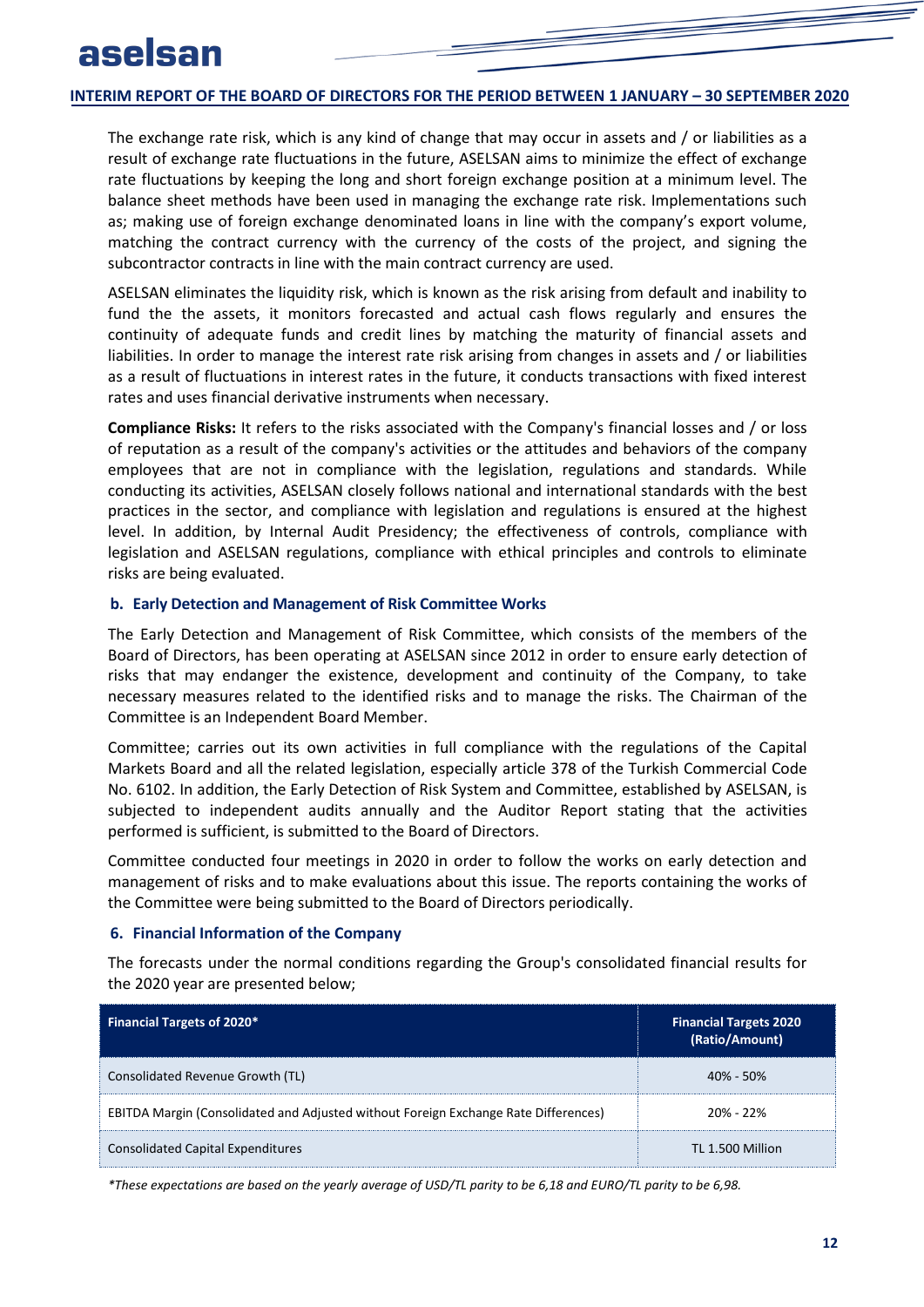The exchange rate risk, which is any kind of change that may occur in assets and / or liabilities as a result of exchange rate fluctuations in the future, ASELSAN aims to minimize the effect of exchange rate fluctuations by keeping the long and short foreign exchange position at a minimum level. The balance sheet methods have been used in managing the exchange rate risk. Implementations such as; making use of foreign exchange denominated loans in line with the company's export volume, matching the contract currency with the currency of the costs of the project, and signing the subcontractor contracts in line with the main contract currency are used.

ASELSAN eliminates the liquidity risk, which is known as the risk arising from default and inability to fund the the assets, it monitors forecasted and actual cash flows regularly and ensures the continuity of adequate funds and credit lines by matching the maturity of financial assets and liabilities. In order to manage the interest rate risk arising from changes in assets and / or liabilities as a result of fluctuations in interest rates in the future, it conducts transactions with fixed interest rates and uses financial derivative instruments when necessary.

**Compliance Risks:** It refers to the risks associated with the Company's financial losses and / or loss of reputation as a result of the company's activities or the attitudes and behaviors of the company employees that are not in compliance with the legislation, regulations and standards. While conducting its activities, ASELSAN closely follows national and international standards with the best practices in the sector, and compliance with legislation and regulations is ensured at the highest level. In addition, by Internal Audit Presidency; the effectiveness of controls, compliance with legislation and ASELSAN regulations, compliance with ethical principles and controls to eliminate risks are being evaluated.

### b. Early Detection and Management of Risk Committee Works

The Early Detection and Management of Risk Committee, which consists of the members of the Board of Directors, has been operating at ASELSAN since 2012 in order to ensure early detection of risks that may endanger the existence, development and continuity of the Company, to take necessary measures related to the identified risks and to manage the risks. The Chairman of the Committee is an Independent Board Member.

Committee; carries out its own activities in full compliance with the regulations of the Capital Markets Board and all the related legislation, especially article 378 of the Turkish Commercial Code No. 6102. In addition, the Early Detection of Risk System and Committee, established by ASELSAN, is subjected to independent audits annually and the Auditor Report stating that the activities performed is sufficient, is submitted to the Board of Directors.

Committee conducted four meetings in 2020 in order to follow the works on early detection and management of risks and to make evaluations about this issue. The reports containing the works of the Committee were being submitted to the Board of Directors periodically.

## 6. Financial Information of the Company

The forecasts under the normal conditions regarding the Group's consolidated financial results for the 2020 year are presented below;

| Financial Targets of 2020* | Financial Targets 2020 (Ratio/Amount) |
|---|---|
| Consolidated Revenue Growth (TL) | 40% - 50% |
| EBITDA Margin (Consolidated and Adjusted without Foreign Exchange Rate Differences) | 20% - 22% |
| Consolidated Capital Expenditures | TL 1.500 Million |

*\*These expectations are based on the yearly average of USD/TL parity to be 6,18 and EURO/TL parity to be 6,98.*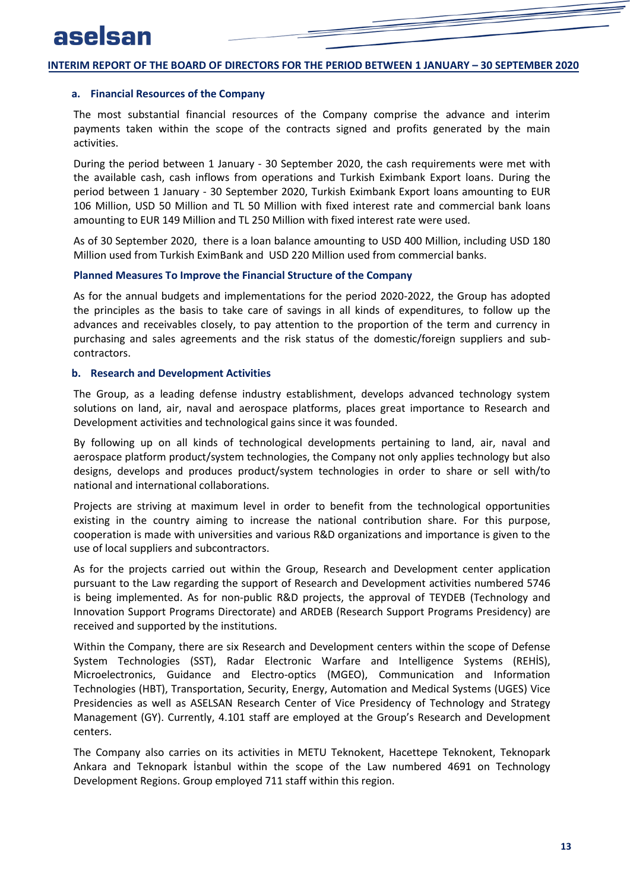### a. Financial Resources of the Company

The most substantial financial resources of the Company comprise the advance and interim payments taken within the scope of the contracts signed and profits generated by the main activities.

During the period between 1 January - 30 September 2020, the cash requirements were met with the available cash, cash inflows from operations and Turkish Eximbank Export loans. During the period between 1 January - 30 September 2020, Turkish Eximbank Export loans amounting to EUR 106 Million, USD 50 Million and TL 50 Million with fixed interest rate and commercial bank loans amounting to EUR 149 Million and TL 250 Million with fixed interest rate were used.

As of 30 September 2020, there is a loan balance amounting to USD 400 Million, including USD 180 Million used from Turkish EximBank and USD 220 Million used from commercial banks.

#### Planned Measures To Improve the Financial Structure of the Company

As for the annual budgets and implementations for the period 2020-2022, the Group has adopted the principles as the basis to take care of savings in all kinds of expenditures, to follow up the advances and receivables closely, to pay attention to the proportion of the term and currency in purchasing and sales agreements and the risk status of the domestic/foreign suppliers and sub-contractors.

### b. Research and Development Activities

The Group, as a leading defense industry establishment, develops advanced technology system solutions on land, air, naval and aerospace platforms, places great importance to Research and Development activities and technological gains since it was founded.

By following up on all kinds of technological developments pertaining to land, air, naval and aerospace platform product/system technologies, the Company not only applies technology but also designs, develops and produces product/system technologies in order to share or sell with/to national and international collaborations.

Projects are striving at maximum level in order to benefit from the technological opportunities existing in the country aiming to increase the national contribution share. For this purpose, cooperation is made with universities and various R&D organizations and importance is given to the use of local suppliers and subcontractors.

As for the projects carried out within the Group, Research and Development center application pursuant to the Law regarding the support of Research and Development activities numbered 5746 is being implemented. As for non-public R&D projects, the approval of TEYDEB (Technology and Innovation Support Programs Directorate) and ARDEB (Research Support Programs Presidency) are received and supported by the institutions.

Within the Company, there are six Research and Development centers within the scope of Defense System Technologies (SST), Radar Electronic Warfare and Intelligence Systems (REHİS), Microelectronics, Guidance and Electro-optics (MGEO), Communication and Information Technologies (HBT), Transportation, Security, Energy, Automation and Medical Systems (UGES) Vice Presidencies as well as ASELSAN Research Center of Vice Presidency of Technology and Strategy Management (GY). Currently, 4.101 staff are employed at the Group's Research and Development centers.

The Company also carries on its activities in METU Teknokent, Hacettepe Teknokent, Teknopark Ankara and Teknopark İstanbul within the scope of the Law numbered 4691 on Technology Development Regions. Group employed 711 staff within this region.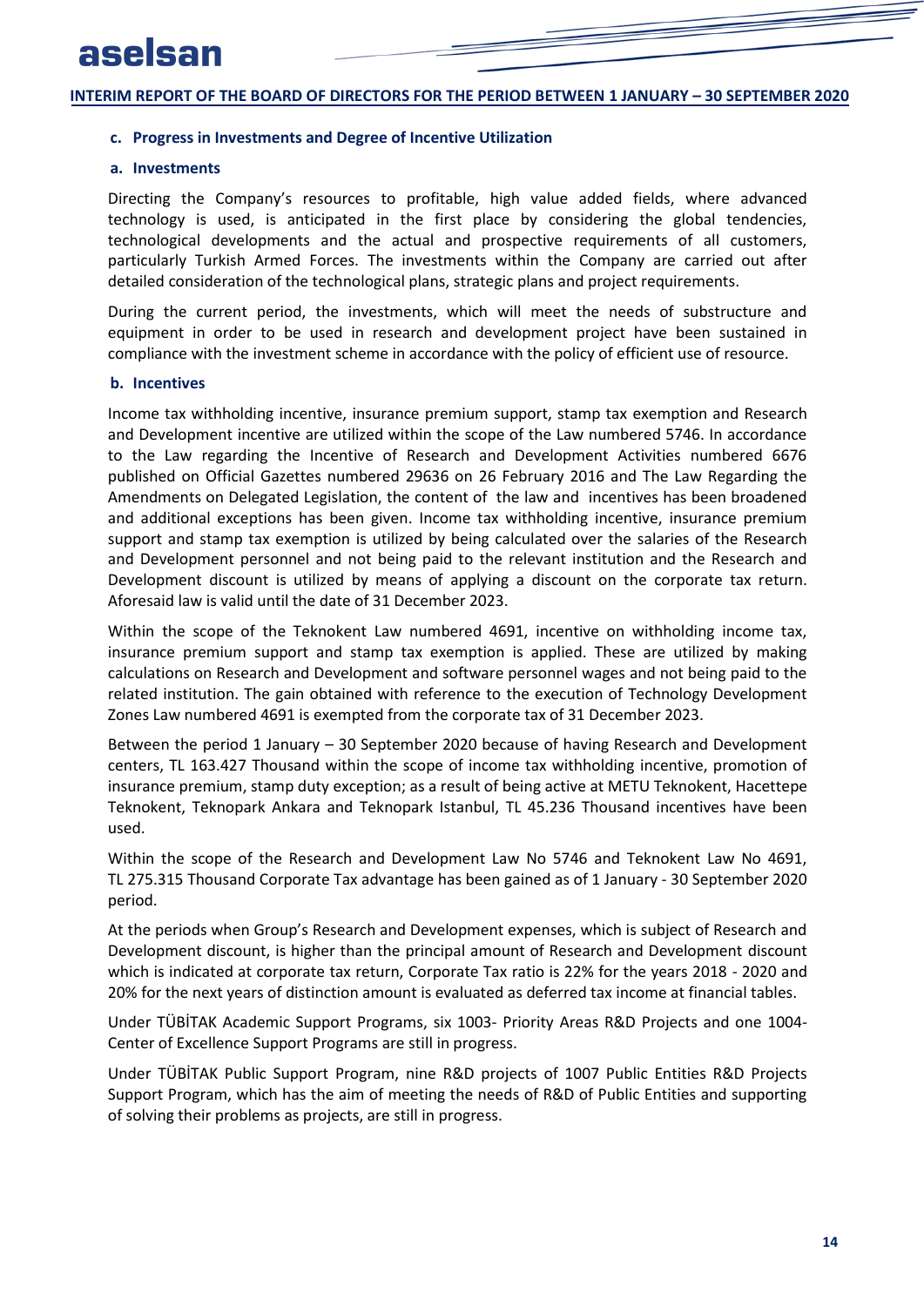### c. Progress in Investments and Degree of Incentive Utilization

#### a. Investments

Directing the Company's resources to profitable, high value added fields, where advanced technology is used, is anticipated in the first place by considering the global tendencies, technological developments and the actual and prospective requirements of all customers, particularly Turkish Armed Forces. The investments within the Company are carried out after detailed consideration of the technological plans, strategic plans and project requirements.

During the current period, the investments, which will meet the needs of substructure and equipment in order to be used in research and development project have been sustained in compliance with the investment scheme in accordance with the policy of efficient use of resource.

#### b. Incentives

Income tax withholding incentive, insurance premium support, stamp tax exemption and Research and Development incentive are utilized within the scope of the Law numbered 5746. In accordance to the Law regarding the Incentive of Research and Development Activities numbered 6676 published on Official Gazettes numbered 29636 on 26 February 2016 and The Law Regarding the Amendments on Delegated Legislation, the content of the law and incentives has been broadened and additional exceptions has been given. Income tax withholding incentive, insurance premium support and stamp tax exemption is utilized by being calculated over the salaries of the Research and Development personnel and not being paid to the relevant institution and the Research and Development discount is utilized by means of applying a discount on the corporate tax return. Aforesaid law is valid until the date of 31 December 2023.

Within the scope of the Teknokent Law numbered 4691, incentive on withholding income tax, insurance premium support and stamp tax exemption is applied. These are utilized by making calculations on Research and Development and software personnel wages and not being paid to the related institution. The gain obtained with reference to the execution of Technology Development Zones Law numbered 4691 is exempted from the corporate tax of 31 December 2023.

Between the period 1 January – 30 September 2020 because of having Research and Development centers, TL 163.427 Thousand within the scope of income tax withholding incentive, promotion of insurance premium, stamp duty exception; as a result of being active at METU Teknokent, Hacettepe Teknokent, Teknopark Ankara and Teknopark Istanbul, TL 45.236 Thousand incentives have been used.

Within the scope of the Research and Development Law No 5746 and Teknokent Law No 4691, TL 275.315 Thousand Corporate Tax advantage has been gained as of 1 January - 30 September 2020 period.

At the periods when Group's Research and Development expenses, which is subject of Research and Development discount, is higher than the principal amount of Research and Development discount which is indicated at corporate tax return, Corporate Tax ratio is 22% for the years 2018 - 2020 and 20% for the next years of distinction amount is evaluated as deferred tax income at financial tables.

Under TÜBİTAK Academic Support Programs, six 1003- Priority Areas R&D Projects and one 1004- Center of Excellence Support Programs are still in progress.

Under TÜBİTAK Public Support Program, nine R&D projects of 1007 Public Entities R&D Projects Support Program, which has the aim of meeting the needs of R&D of Public Entities and supporting of solving their problems as projects, are still in progress.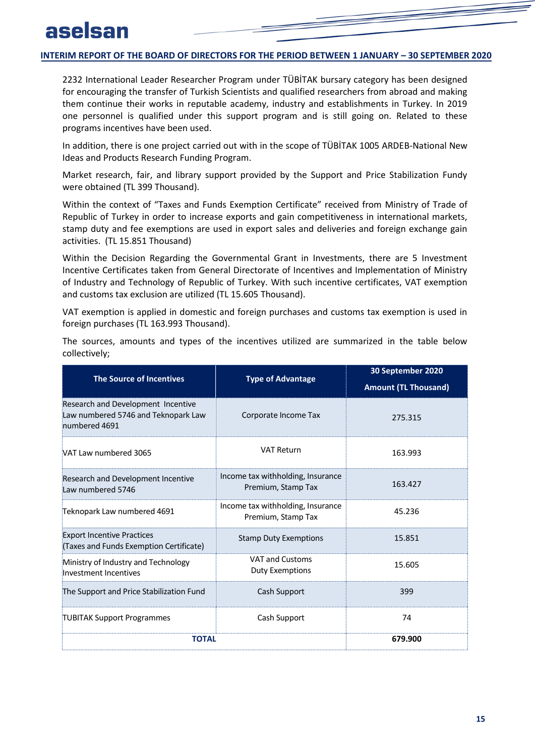2232 International Leader Researcher Program under TÜBİTAK bursary category has been designed for encouraging the transfer of Turkish Scientists and qualified researchers from abroad and making them continue their works in reputable academy, industry and establishments in Turkey. In 2019 one personnel is qualified under this support program and is still going on. Related to these programs incentives have been used.

In addition, there is one project carried out with in the scope of TÜBİTAK 1005 ARDEB-National New Ideas and Products Research Funding Program.

Market research, fair, and library support provided by the Support and Price Stabilization Fundy were obtained (TL 399 Thousand).

Within the context of "Taxes and Funds Exemption Certificate" received from Ministry of Trade of Republic of Turkey in order to increase exports and gain competitiveness in international markets, stamp duty and fee exemptions are used in export sales and deliveries and foreign exchange gain activities. (TL 15.851 Thousand)

Within the Decision Regarding the Governmental Grant in Investments, there are 5 Investment Incentive Certificates taken from General Directorate of Incentives and Implementation of Ministry of Industry and Technology of Republic of Turkey. With such incentive certificates, VAT exemption and customs tax exclusion are utilized (TL 15.605 Thousand).

VAT exemption is applied in domestic and foreign purchases and customs tax exemption is used in foreign purchases (TL 163.993 Thousand).

The sources, amounts and types of the incentives utilized are summarized in the table below collectively;

| The Source of Incentives | Type of Advantage | 30 September 2020 Amount (TL Thousand) |
|---|---|---|
| Research and Development Incentive Law numbered 5746 and Teknopark Law numbered 4691 | Corporate Income Tax | 275.315 |
| VAT Law numbered 3065 | VAT Return | 163.993 |
| Research and Development Incentive Law numbered 5746 | Income tax withholding, Insurance Premium, Stamp Tax | 163.427 |
| Teknopark Law numbered 4691 | Income tax withholding, Insurance Premium, Stamp Tax | 45.236 |
| Export Incentive Practices (Taxes and Funds Exemption Certificate) | Stamp Duty Exemptions | 15.851 |
| Ministry of Industry and Technology Investment Incentives | VAT and Customs Duty Exemptions | 15.605 |
| The Support and Price Stabilization Fund | Cash Support | 399 |
| TUBITAK Support Programmes | Cash Support | 74 |
| **TOTAL** | | **679.900** |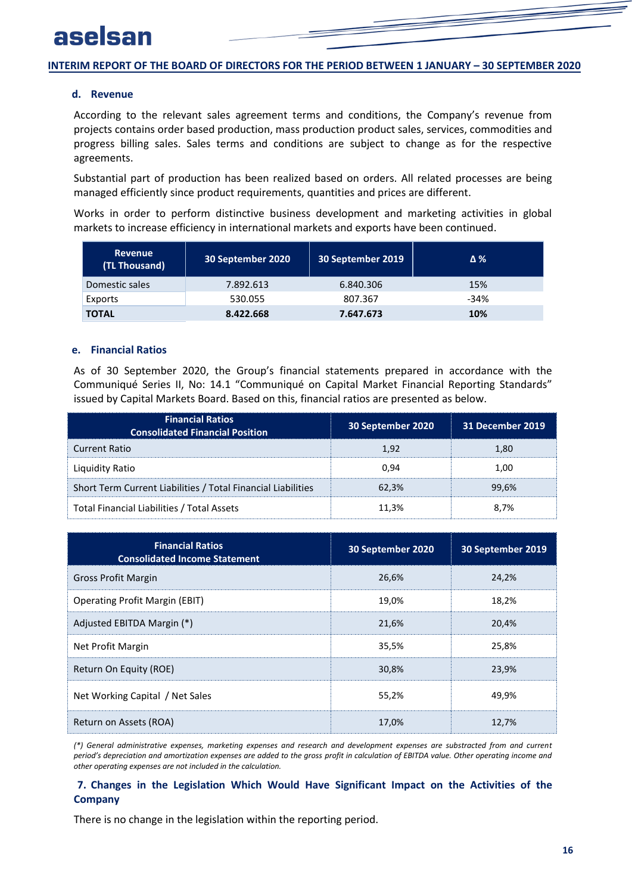#### d. Revenue

According to the relevant sales agreement terms and conditions, the Company's revenue from projects contains order based production, mass production product sales, services, commodities and progress billing sales. Sales terms and conditions are subject to change as for the respective agreements.

Substantial part of production has been realized based on orders. All related processes are being managed efficiently since product requirements, quantities and prices are different.

Works in order to perform distinctive business development and marketing activities in global markets to increase efficiency in international markets and exports have been continued.

| Revenue (TL Thousand) | 30 September 2020 | 30 September 2019 | Δ % |
|---|---|---|---|
| Domestic sales | 7.892.613 | 6.840.306 | 15% |
| Exports | 530.055 | 807.367 | -34% |
| **TOTAL** | **8.422.668** | **7.647.673** | **10%** |

#### e. Financial Ratios

As of 30 September 2020, the Group's financial statements prepared in accordance with the Communiqué Series II, No: 14.1 "Communiqué on Capital Market Financial Reporting Standards" issued by Capital Markets Board. Based on this, financial ratios are presented as below.

| Financial Ratios Consolidated Financial Position | 30 September 2020 | 31 December 2019 |
|---|---|---|
| Current Ratio | 1,92 | 1,80 |
| Liquidity Ratio | 0,94 | 1,00 |
| Short Term Current Liabilities / Total Financial Liabilities | 62,3% | 99,6% |
| Total Financial Liabilities / Total Assets | 11,3% | 8,7% |

| Financial Ratios Consolidated Income Statement | 30 September 2020 | 30 September 2019 |
|---|---|---|
| Gross Profit Margin | 26,6% | 24,2% |
| Operating Profit Margin (EBIT) | 19,0% | 18,2% |
| Adjusted EBITDA Margin (*) | 21,6% | 20,4% |
| Net Profit Margin | 35,5% | 25,8% |
| Return On Equity (ROE) | 30,8% | 23,9% |
| Net Working Capital / Net Sales | 55,2% | 49,9% |
| Return on Assets (ROA) | 17,0% | 12,7% |

*(\*) General administrative expenses, marketing expenses and research and development expenses are substracted from and current period's depreciation and amortization expenses are added to the gross profit in calculation of EBITDA value. Other operating income and other operating expenses are not included in the calculation.*

## 7. Changes in the Legislation Which Would Have Significant Impact on the Activities of the Company

There is no change in the legislation within the reporting period.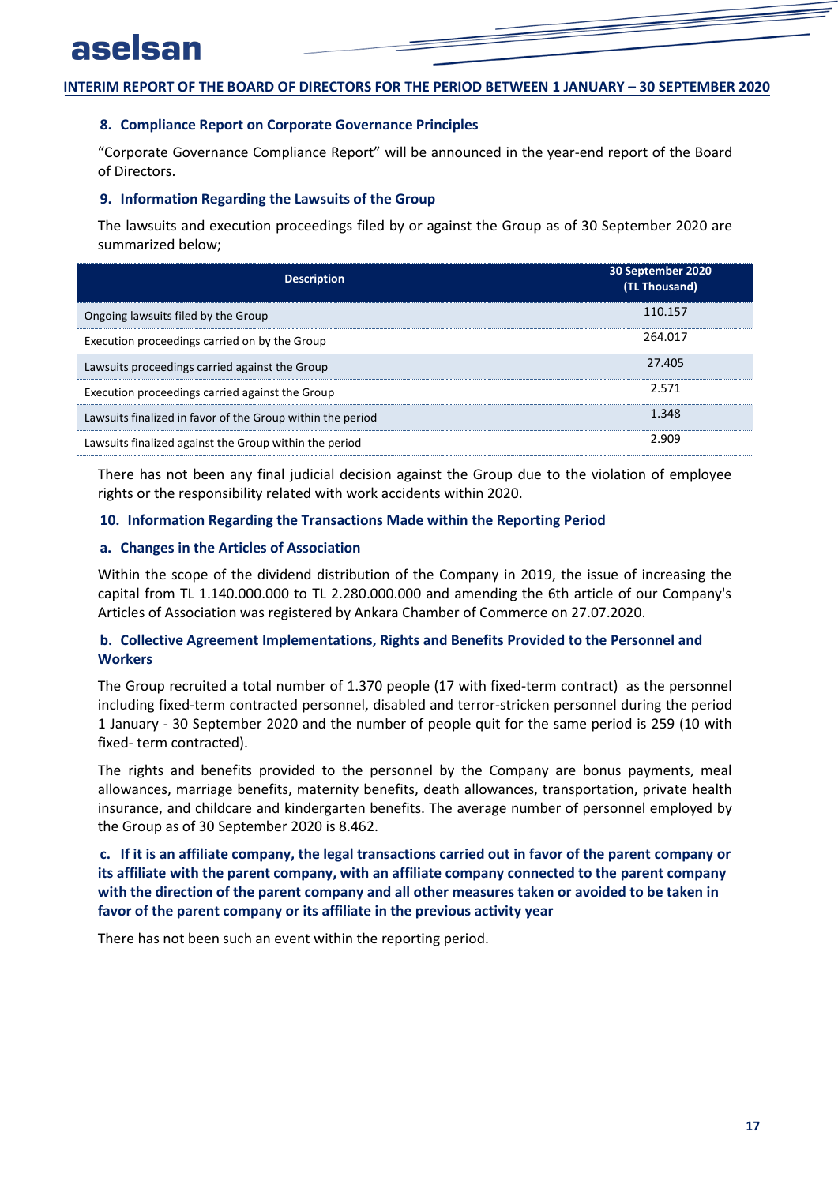## 8. Compliance Report on Corporate Governance Principles

"Corporate Governance Compliance Report" will be announced in the year-end report of the Board of Directors.

## 9. Information Regarding the Lawsuits of the Group

The lawsuits and execution proceedings filed by or against the Group as of 30 September 2020 are summarized below;

| Description | 30 September 2020 (TL Thousand) |
|---|---|
| Ongoing lawsuits filed by the Group | 110.157 |
| Execution proceedings carried on by the Group | 264.017 |
| Lawsuits proceedings carried against the Group | 27.405 |
| Execution proceedings carried against the Group | 2.571 |
| Lawsuits finalized in favor of the Group within the period | 1.348 |
| Lawsuits finalized against the Group within the period | 2.909 |

There has not been any final judicial decision against the Group due to the violation of employee rights or the responsibility related with work accidents within 2020.

## 10. Information Regarding the Transactions Made within the Reporting Period

### a. Changes in the Articles of Association

Within the scope of the dividend distribution of the Company in 2019, the issue of increasing the capital from TL 1.140.000.000 to TL 2.280.000.000 and amending the 6th article of our Company's Articles of Association was registered by Ankara Chamber of Commerce on 27.07.2020.

### b. Collective Agreement Implementations, Rights and Benefits Provided to the Personnel and Workers

The Group recruited a total number of 1.370 people (17 with fixed-term contract) as the personnel including fixed-term contracted personnel, disabled and terror-stricken personnel during the period 1 January - 30 September 2020 and the number of people quit for the same period is 259 (10 with fixed- term contracted).

The rights and benefits provided to the personnel by the Company are bonus payments, meal allowances, marriage benefits, maternity benefits, death allowances, transportation, private health insurance, and childcare and kindergarten benefits. The average number of personnel employed by the Group as of 30 September 2020 is 8.462.

### c. If it is an affiliate company, the legal transactions carried out in favor of the parent company or its affiliate with the parent company, with an affiliate company connected to the parent company with the direction of the parent company and all other measures taken or avoided to be taken in favor of the parent company or its affiliate in the previous activity year

There has not been such an event within the reporting period.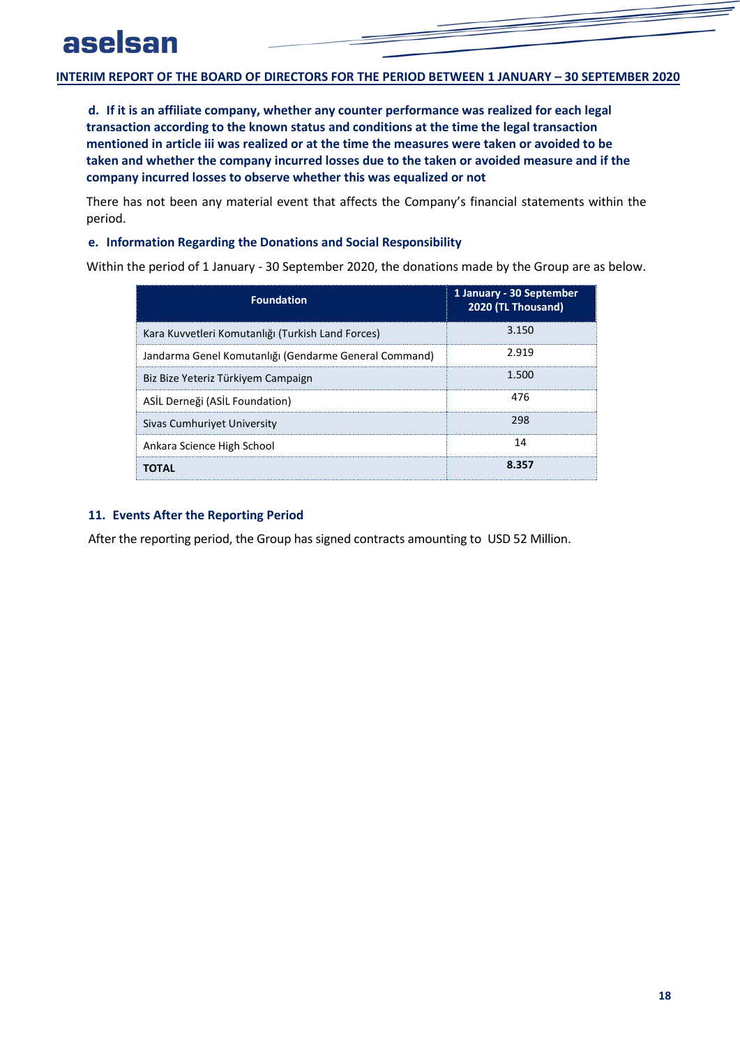**d. If it is an affiliate company, whether any counter performance was realized for each legal transaction according to the known status and conditions at the time the legal transaction mentioned in article iii was realized or at the time the measures were taken or avoided to be taken and whether the company incurred losses due to the taken or avoided measure and if the company incurred losses to observe whether this was equalized or not**

There has not been any material event that affects the Company's financial statements within the period.

**e. Information Regarding the Donations and Social Responsibility**

Within the period of 1 January - 30 September 2020, the donations made by the Group are as below.

| Foundation | 1 January - 30 September 2020 (TL Thousand) |
|---|---|
| Kara Kuvvetleri Komutanlığı (Turkish Land Forces) | 3.150 |
| Jandarma Genel Komutanlığı (Gendarme General Command) | 2.919 |
| Biz Bize Yeteriz Türkiyem Campaign | 1.500 |
| ASİL Derneği (ASİL Foundation) | 476 |
| Sivas Cumhuriyet University | 298 |
| Ankara Science High School | 14 |
| **TOTAL** | **8.357** |

## 11. Events After the Reporting Period

After the reporting period, the Group has signed contracts amounting to USD 52 Million.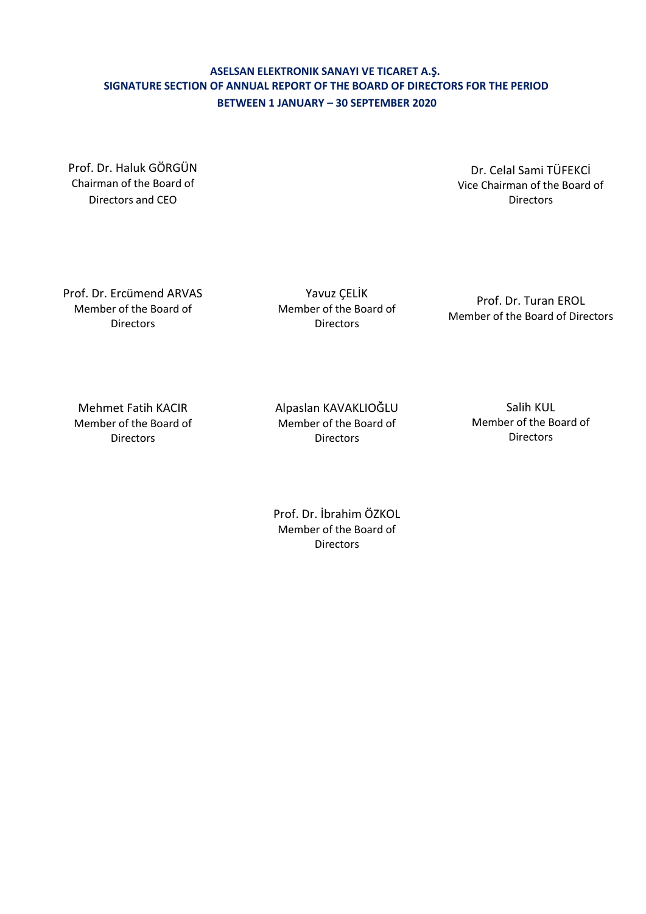**ASELSAN ELEKTRONIK SANAYI VE TICARET A.Ş.**
**SIGNATURE SECTION OF ANNUAL REPORT OF THE BOARD OF DIRECTORS FOR THE PERIOD BETWEEN 1 JANUARY – 30 SEPTEMBER 2020**

Prof. Dr. Haluk GÖRGÜN
Chairman of the Board of Directors and CEO

Dr. Celal Sami TÜFEKCİ
Vice Chairman of the Board of Directors

Prof. Dr. Ercümend ARVAS
Member of the Board of Directors

Yavuz ÇELİK
Member of the Board of Directors

Prof. Dr. Turan EROL
Member of the Board of Directors

Mehmet Fatih KACIR
Member of the Board of Directors

Alpaslan KAVAKLIOĞLU
Member of the Board of Directors

Salih KUL
Member of the Board of Directors

Prof. Dr. İbrahim ÖZKOL
Member of the Board of Directors